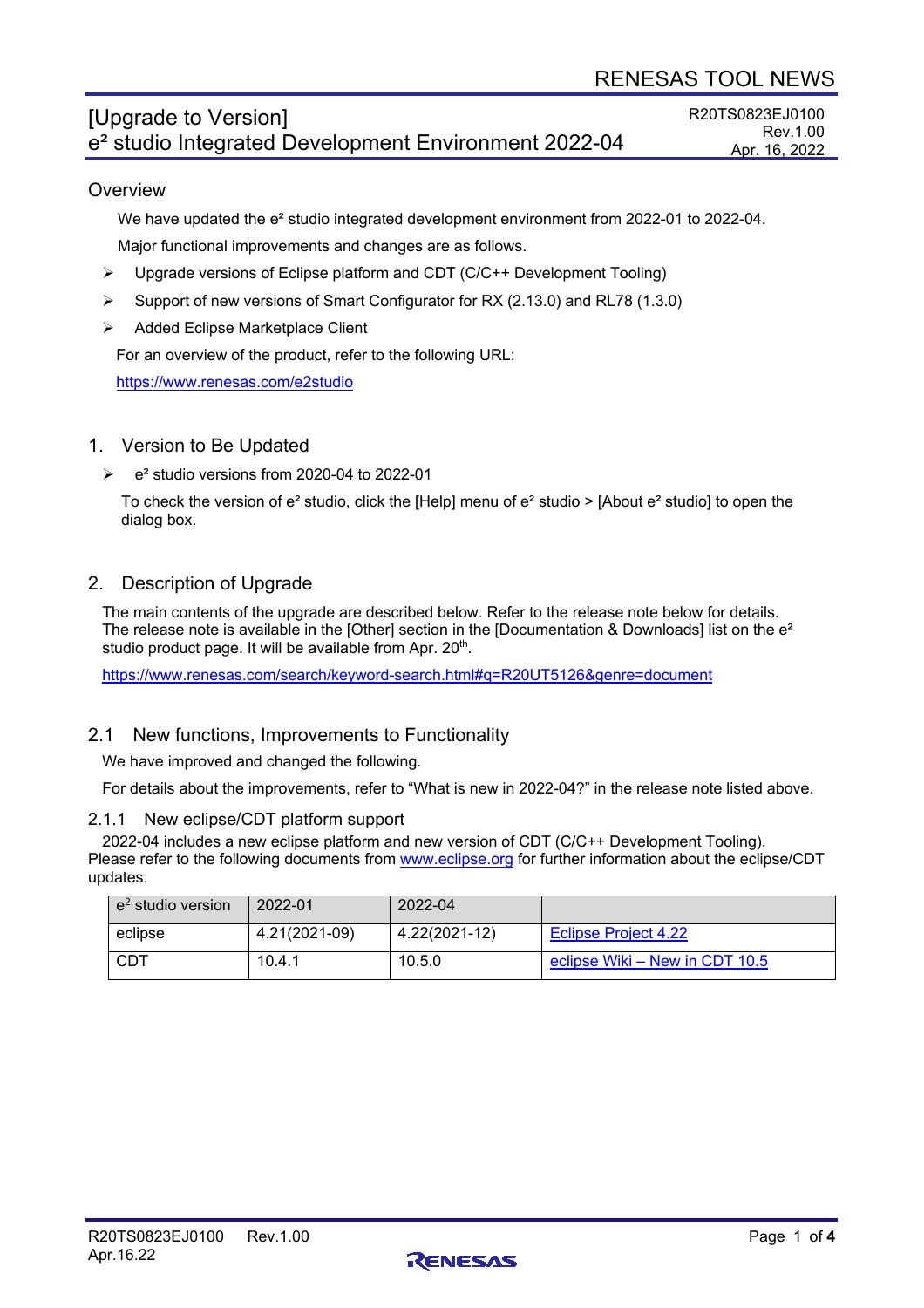RENESAS TOOL NEWS

# [Upgrade to Version] e² studio Integrated Development Environment 2022-04

R20TS0823EJ0100
Rev.1.00
Apr. 16, 2022

## Overview

We have updated the e² studio integrated development environment from 2022-01 to 2022-04.

Major functional improvements and changes are as follows.

- Upgrade versions of Eclipse platform and CDT (C/C++ Development Tooling)
- Support of new versions of Smart Configurator for RX (2.13.0) and RL78 (1.3.0)
- Added Eclipse Marketplace Client

For an overview of the product, refer to the following URL:

https://www.renesas.com/e2studio

## 1. Version to Be Updated

- e² studio versions from 2020-04 to 2022-01

To check the version of e² studio, click the [Help] menu of e² studio > [About e² studio] to open the dialog box.

## 2. Description of Upgrade

The main contents of the upgrade are described below. Refer to the release note below for details. The release note is available in the [Other] section in the [Documentation & Downloads] list on the e² studio product page. It will be available from Apr. 20th.

https://www.renesas.com/search/keyword-search.html#q=R20UT5126&genre=document

## 2.1 New functions, Improvements to Functionality

We have improved and changed the following.

For details about the improvements, refer to "What is new in 2022-04?" in the release note listed above.

### 2.1.1 New eclipse/CDT platform support

2022-04 includes a new eclipse platform and new version of CDT (C/C++ Development Tooling). Please refer to the following documents from www.eclipse.org for further information about the eclipse/CDT updates.

| $e^2$ studio version | 2022-01 | 2022-04 | |
|---|---|---|---|
| eclipse | 4.21(2021-09) | 4.22(2021-12) | Eclipse Project 4.22 |
| CDT | 10.4.1 | 10.5.0 | eclipse Wiki – New in CDT 10.5 |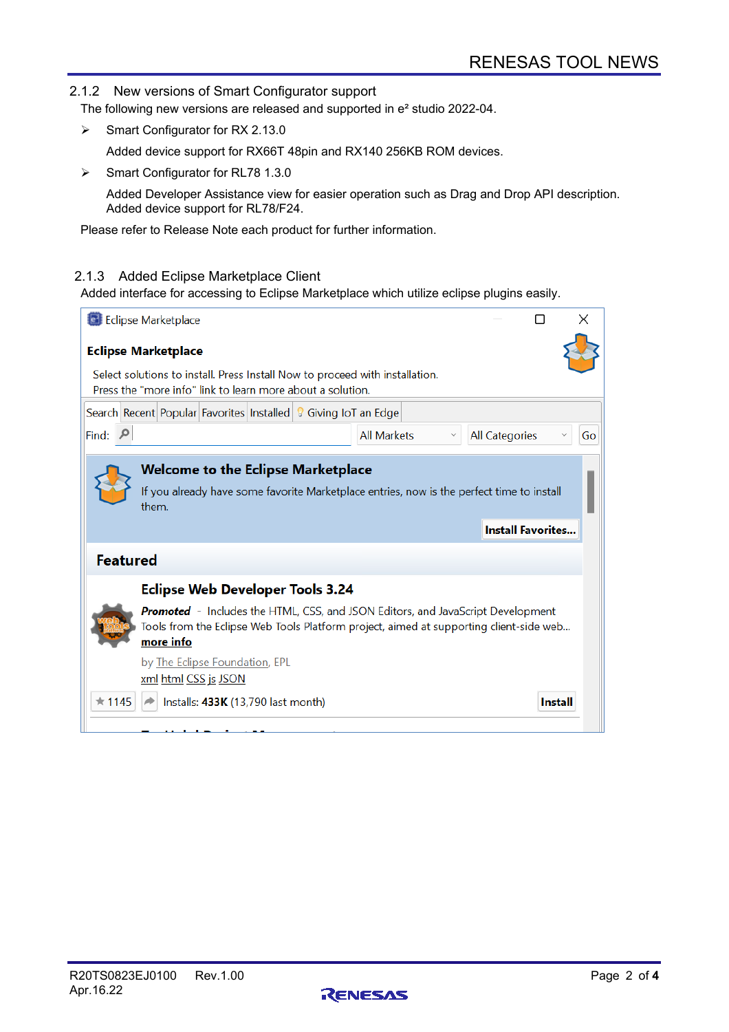### 2.1.2 New versions of Smart Configurator support

The following new versions are released and supported in e$^2$ studio 2022-04.

- Smart Configurator for RX 2.13.0

  Added device support for RX66T 48pin and RX140 256KB ROM devices.

- Smart Configurator for RL78 1.3.0

  Added Developer Assistance view for easier operation such as Drag and Drop API description.
  Added device support for RL78/F24.

Please refer to Release Note each product for further information.

### 2.1.3 Added Eclipse Marketplace Client

Added interface for accessing to Eclipse Marketplace which utilize eclipse plugins easily.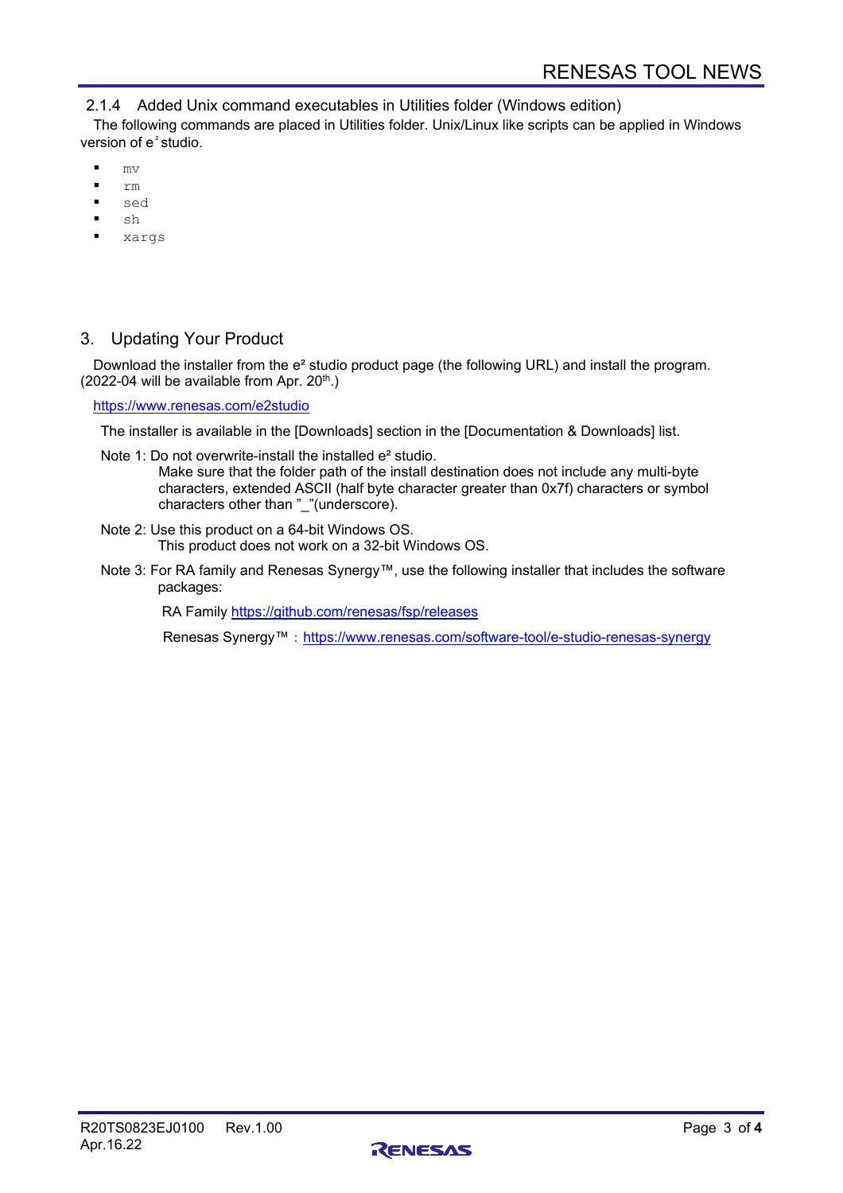### 2.1.4 Added Unix command executables in Utilities folder (Windows edition)

The following commands are placed in Utilities folder. Unix/Linux like scripts can be applied in Windows version of e² studio.

- `mv`
- `rm`
- `sed`
- `sh`
- `xargs`

## 3. Updating Your Product

Download the installer from the e² studio product page (the following URL) and install the program. (2022-04 will be available from Apr. 20th.)

https://www.renesas.com/e2studio

The installer is available in the [Downloads] section in the [Documentation & Downloads] list.

Note 1: Do not overwrite-install the installed e² studio.
Make sure that the folder path of the install destination does not include any multi-byte characters, extended ASCII (half byte character greater than 0x7f) characters or symbol characters other than "_"(underscore).

Note 2: Use this product on a 64-bit Windows OS.
This product does not work on a 32-bit Windows OS.

Note 3: For RA family and Renesas Synergy™, use the following installer that includes the software packages:

RA Family https://github.com/renesas/fsp/releases

Renesas Synergy™ : https://www.renesas.com/software-tool/e-studio-renesas-synergy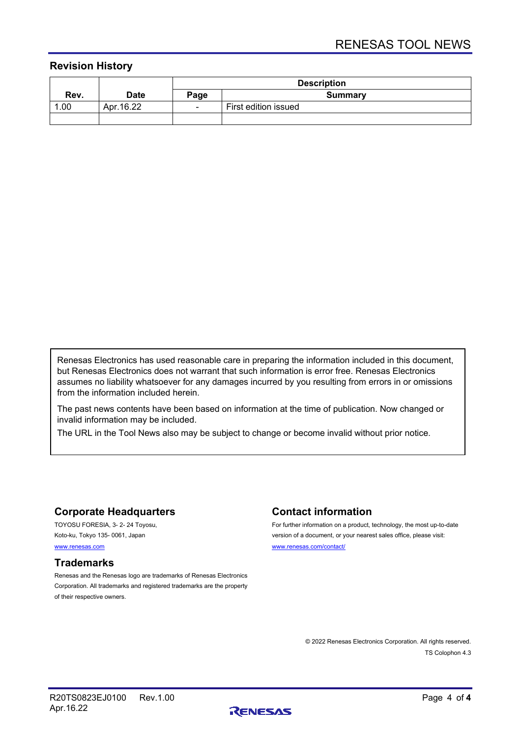## Revision History

| Rev. | Date | Description | |
|---|---|---|---|
| | | Page | Summary |
| 1.00 | Apr.16.22 | - | First edition issued |
| | | | |

Renesas Electronics has used reasonable care in preparing the information included in this document, but Renesas Electronics does not warrant that such information is error free. Renesas Electronics assumes no liability whatsoever for any damages incurred by you resulting from errors in or omissions from the information included herein.

The past news contents have been based on information at the time of publication. Now changed or invalid information may be included.

The URL in the Tool News also may be subject to change or become invalid without prior notice.

### Corporate Headquarters

TOYOSU FORESIA, 3- 2- 24 Toyosu,
Koto-ku, Tokyo 135- 0061, Japan
www.renesas.com

### Trademarks

Renesas and the Renesas logo are trademarks of Renesas Electronics Corporation. All trademarks and registered trademarks are the property of their respective owners.

### Contact information

For further information on a product, technology, the most up-to-date version of a document, or your nearest sales office, please visit:
www.renesas.com/contact/

© 2022 Renesas Electronics Corporation. All rights reserved.
TS Colophon 4.3